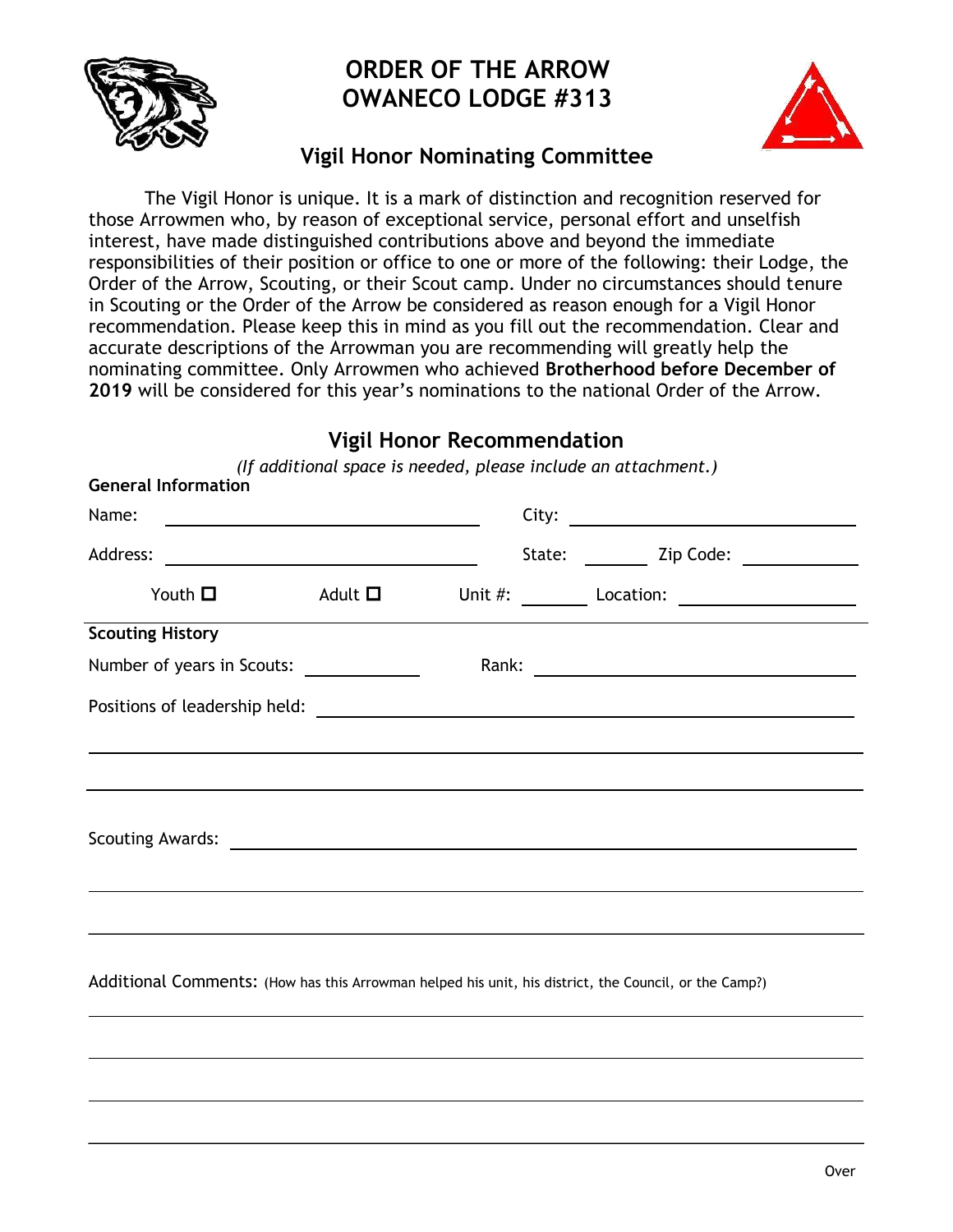# ORDER OF THE ARROW
# OWANECO LODGE #313

## Vigil Honor Nominating Committee

The Vigil Honor is unique. It is a mark of distinction and recognition reserved for those Arrowmen who, by reason of exceptional service, personal effort and unselfish interest, have made distinguished contributions above and beyond the immediate responsibilities of their position or office to one or more of the following: their Lodge, the Order of the Arrow, Scouting, or their Scout camp. Under no circumstances should tenure in Scouting or the Order of the Arrow be considered as reason enough for a Vigil Honor recommendation. Please keep this in mind as you fill out the recommendation. Clear and accurate descriptions of the Arrowman you are recommending will greatly help the nominating committee. Only Arrowmen who achieved **Brotherhood before December of 2019** will be considered for this year's nominations to the national Order of the Arrow.

## Vigil Honor Recommendation

*(If additional space is needed, please include an attachment.)*

**General Information**

Name: ______________________________ City: ______________________________

Address: ______________________________ State: ________ Zip Code: ____________

Youth ☐ Adult ☐ Unit #: ________ Location: ____________________

**Scouting History**

Number of years in Scouts: ____________ Rank: ______________________________

Positions of leadership held: ______________________________________________

______________________________________________________________________

______________________________________________________________________

Scouting Awards: ______________________________________________________

______________________________________________________________________

______________________________________________________________________

Additional Comments: (How has this Arrowman helped his unit, his district, the Council, or the Camp?)

______________________________________________________________________

______________________________________________________________________

______________________________________________________________________

______________________________________________________________________

Over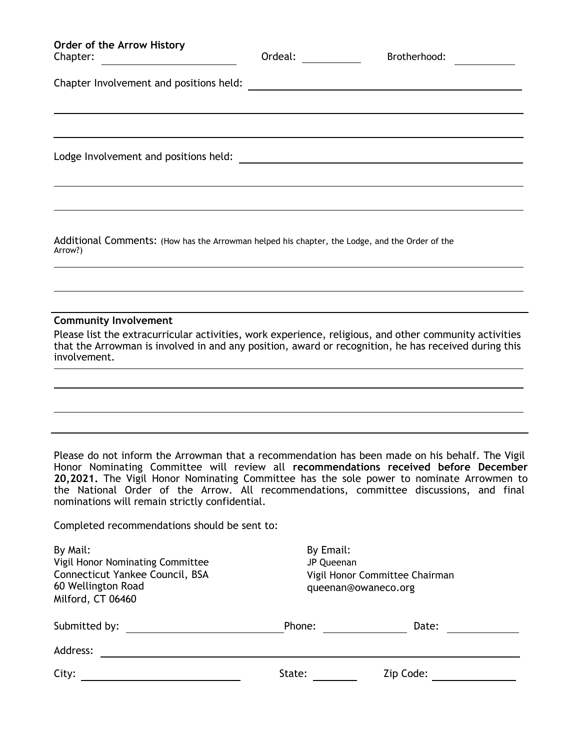**Order of the Arrow History**

Chapter: ______________________ Ordeal: __________ Brotherhood: __________

Chapter Involvement and positions held: ________________________________________

________________________________________________________________________

________________________________________________________________________

Lodge Involvement and positions held: ________________________________________

________________________________________________________________________

________________________________________________________________________

Additional Comments: (How has the Arrowman helped his chapter, the Lodge, and the Order of the Arrow?)

________________________________________________________________________

________________________________________________________________________

**Community Involvement**

Please list the extracurricular activities, work experience, religious, and other community activities that the Arrowman is involved in and any position, award or recognition, he has received during this involvement.

________________________________________________________________________

________________________________________________________________________

________________________________________________________________________

Please do not inform the Arrowman that a recommendation has been made on his behalf. The Vigil Honor Nominating Committee will review all **recommendations received before December 20,2021.** The Vigil Honor Nominating Committee has the sole power to nominate Arrowmen to the National Order of the Arrow. All recommendations, committee discussions, and final nominations will remain strictly confidential.

Completed recommendations should be sent to:

By Mail:
Vigil Honor Nominating Committee
Connecticut Yankee Council, BSA
60 Wellington Road
Milford, CT 06460

By Email:
JP Queenan
Vigil Honor Committee Chairman
queenan@owaneco.org

Submitted by: __________________________ Phone: ______________ Date: ____________

Address: ________________________________________________________________

City: __________________________ State: ________ Zip Code: ______________